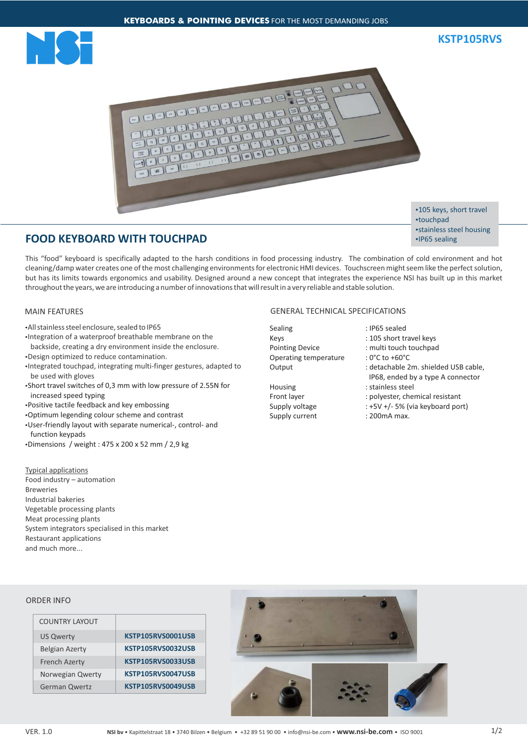**KEYBOARDS & POINTING DEVICES** FOR THE MOST DEMANDING JOBS

**KSTP105RVS**

- 105 keys, short travel
- touchpad
- stainless steel housing
- IP65 sealing

# FOOD KEYBOARD WITH TOUCHPAD

This “food” keyboard is specifically adapted to the harsh conditions in food processing industry. The combination of cold environment and hot cleaning/damp water creates one of the most challenging environments for electronic HMI devices. Touchscreen might seem like the perfect solution, but has its limits towards ergonomics and usability. Designed around a new concept that integrates the experience NSI has built up in this market throughout the years, we are introducing a number of innovations that will result in a very reliable and stable solution.

## MAIN FEATURES

- All stainless steel enclosure, sealed to IP65
- Integration of a waterproof breathable membrane on the backside, creating a dry environment inside the enclosure.
- Design optimized to reduce contamination.
- Integrated touchpad, integrating multi-finger gestures, adapted to be used with gloves
- Short travel switches of 0,3 mm with low pressure of 2.55N for increased speed typing
- Positive tactile feedback and key embossing
- Optimum legending colour scheme and contrast
- User-friendly layout with separate numerical-, control- and function keypads
- Dimensions / weight : 475 x 200 x 52 mm / 2,9 kg

## GENERAL TECHNICAL SPECIFICATIONS

| | |
|---|---|
| Sealing | : IP65 sealed |
| Keys | : 105 short travel keys |
| Pointing Device | : multi touch touchpad |
| Operating temperature | : 0°C to +60°C |
| Output | : detachable 2m. shielded USB cable, IP68, ended by a type A connector |
| Housing | : stainless steel |
| Front layer | : polyester, chemical resistant |
| Supply voltage | : +5V +/- 5% (via keyboard port) |
| Supply current | : 200mA max. |

Typical applications

Food industry – automation
Breweries
Industrial bakeries
Vegetable processing plants
Meat processing plants
System integrators specialised in this market
Restaurant applications
and much more...

## ORDER INFO

| COUNTRY LAYOUT | |
|---|---|
| US Qwerty | **KSTP105RVS0001USB** |
| Belgian Azerty | **KSTP105RVS0032USB** |
| French Azerty | **KSTP105RVS0033USB** |
| Norwegian Qwerty | **KSTP105RVS0047USB** |
| German Qwertz | **KSTP105RVS0049USB** |

VER. 1.0

**NSI bv** • Kapittelstraat 18 • 3740 Bilzen • Belgium • +32 89 51 90 00 • info@nsi-be.com • **www.nsi-be.com** • ISO 9001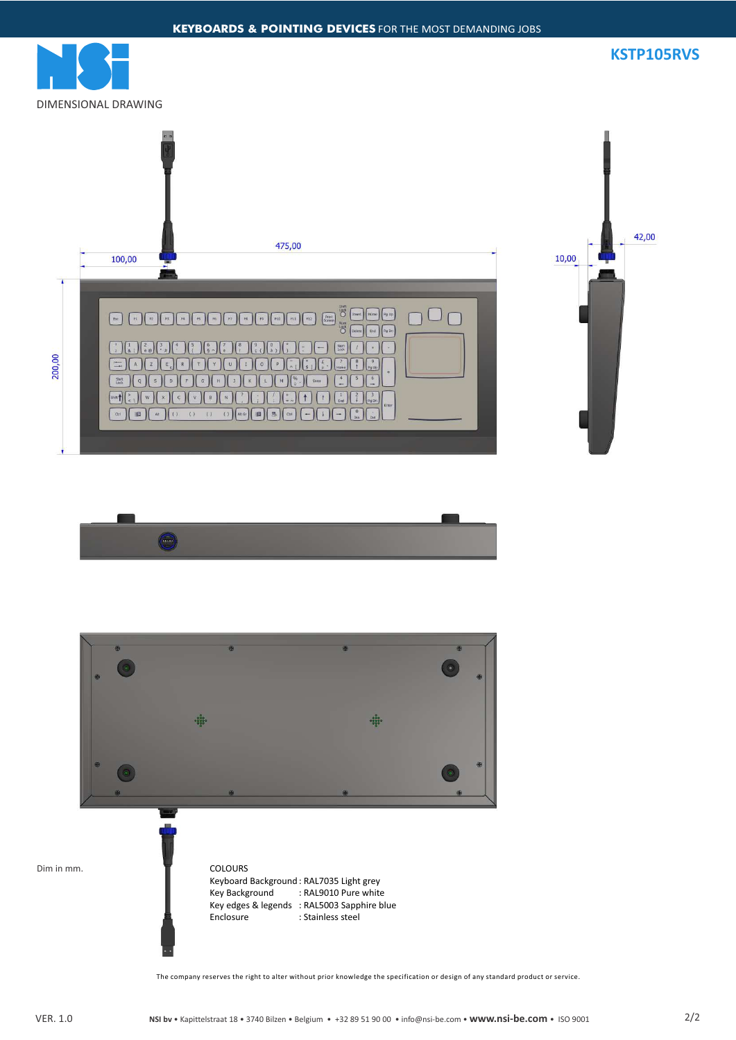KSTP105RVS

DIMENSIONAL DRAWING

475,00

100,00

200,00

10,00

42,00

Dim in mm.

COLOURS

| | |
|---|---|
| Keyboard Background | : RAL7035 Light grey |
| Key Background | : RAL9010 Pure white |
| Key edges & legends | : RAL5003 Sapphire blue |
| Enclosure | : Stainless steel |

The company reserves the right to alter without prior knowledge the specification or design of any standard product or service.

VER. 1.0

**NSI bv** • Kapittelstraat 18 • 3740 Bilzen • Belgium • +32 89 51 90 00 • info@nsi-be.com • **www.nsi-be.com** • ISO 9001